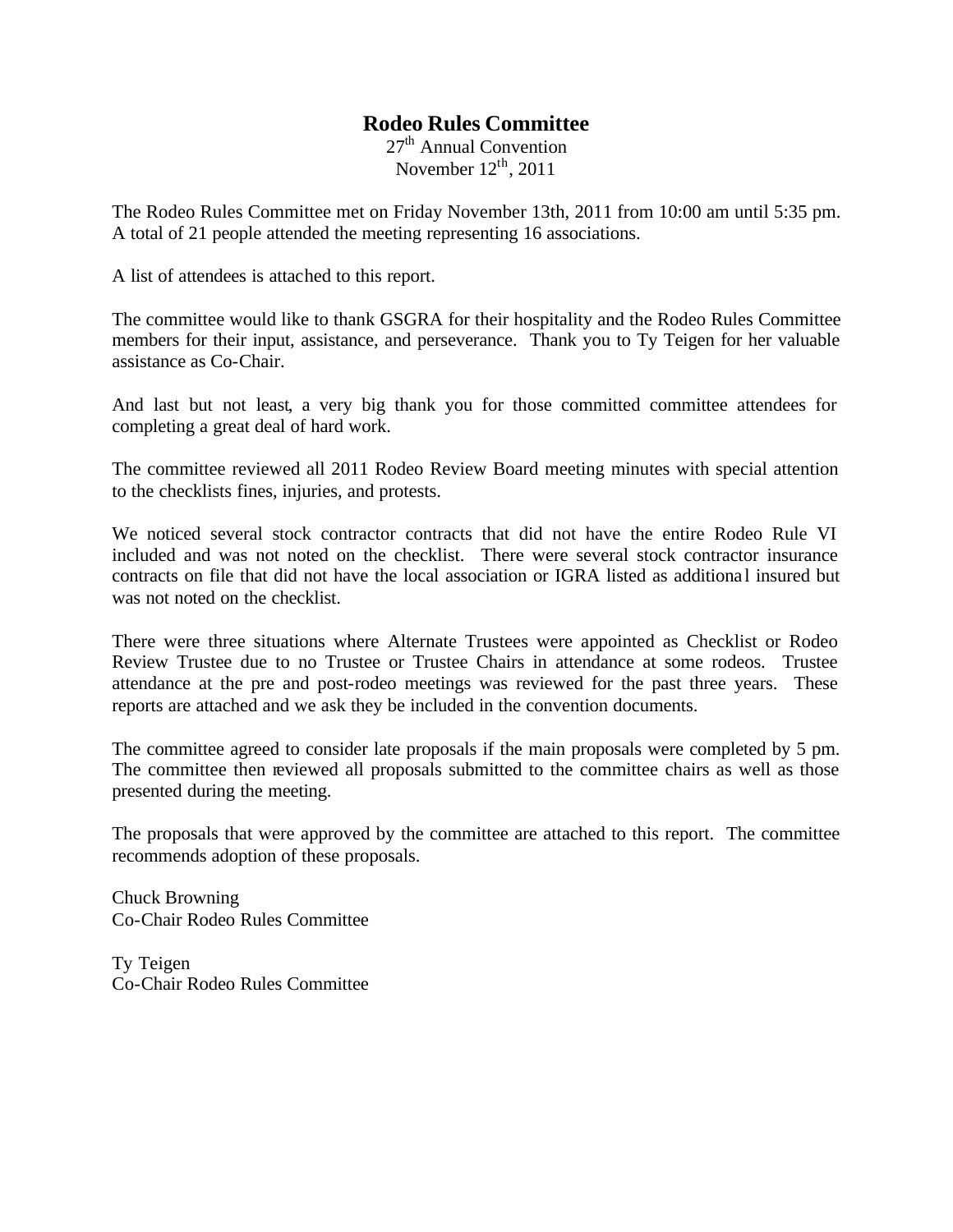# Rodeo Rules Committee

27th Annual Convention
November 12th, 2011

The Rodeo Rules Committee met on Friday November 13th, 2011 from 10:00 am until 5:35 pm. A total of 21 people attended the meeting representing 16 associations.

A list of attendees is attached to this report.

The committee would like to thank GSGRA for their hospitality and the Rodeo Rules Committee members for their input, assistance, and perseverance. Thank you to Ty Teigen for her valuable assistance as Co-Chair.

And last but not least, a very big thank you for those committed committee attendees for completing a great deal of hard work.

The committee reviewed all 2011 Rodeo Review Board meeting minutes with special attention to the checklists fines, injuries, and protests.

We noticed several stock contractor contracts that did not have the entire Rodeo Rule VI included and was not noted on the checklist. There were several stock contractor insurance contracts on file that did not have the local association or IGRA listed as additional insured but was not noted on the checklist.

There were three situations where Alternate Trustees were appointed as Checklist or Rodeo Review Trustee due to no Trustee or Trustee Chairs in attendance at some rodeos. Trustee attendance at the pre and post-rodeo meetings was reviewed for the past three years. These reports are attached and we ask they be included in the convention documents.

The committee agreed to consider late proposals if the main proposals were completed by 5 pm. The committee then reviewed all proposals submitted to the committee chairs as well as those presented during the meeting.

The proposals that were approved by the committee are attached to this report. The committee recommends adoption of these proposals.

Chuck Browning
Co-Chair Rodeo Rules Committee

Ty Teigen
Co-Chair Rodeo Rules Committee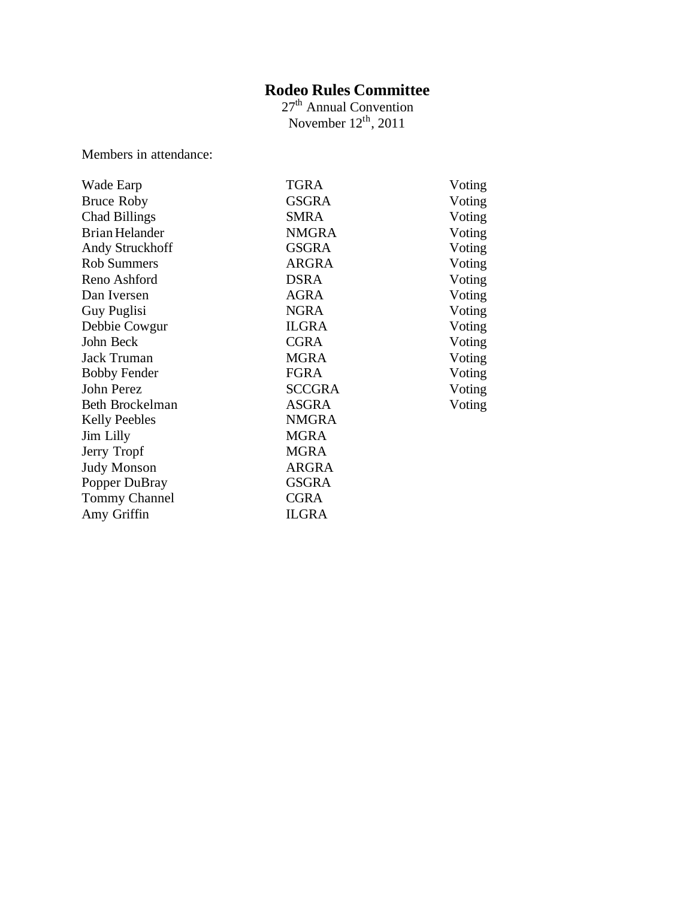# Rodeo Rules Committee

27th Annual Convention
November 12th, 2011

Members in attendance:

| | | |
|---|---|---|
| Wade Earp | TGRA | Voting |
| Bruce Roby | GSGRA | Voting |
| Chad Billings | SMRA | Voting |
| Brian Helander | NMGRA | Voting |
| Andy Struckhoff | GSGRA | Voting |
| Rob Summers | ARGRA | Voting |
| Reno Ashford | DSRA | Voting |
| Dan Iversen | AGRA | Voting |
| Guy Puglisi | NGRA | Voting |
| Debbie Cowgur | ILGRA | Voting |
| John Beck | CGRA | Voting |
| Jack Truman | MGRA | Voting |
| Bobby Fender | FGRA | Voting |
| John Perez | SCCGRA | Voting |
| Beth Brockelman | ASGRA | Voting |
| Kelly Peebles | NMGRA | |
| Jim Lilly | MGRA | |
| Jerry Tropf | MGRA | |
| Judy Monson | ARGRA | |
| Popper DuBray | GSGRA | |
| Tommy Channel | CGRA | |
| Amy Griffin | ILGRA | |